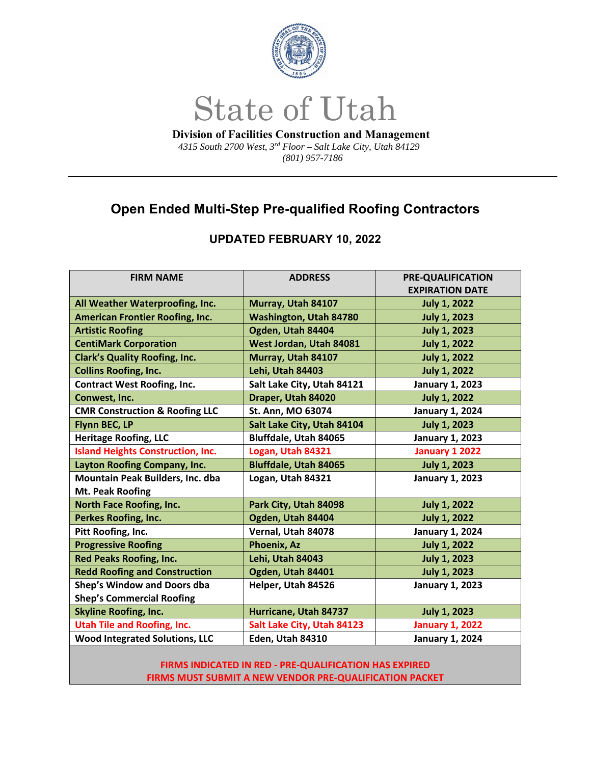# State of Utah

**Division of Facilities Construction and Management**

*4315 South 2700 West, 3rd Floor – Salt Lake City, Utah 84129*

*(801) 957-7186*

---

## Open Ended Multi-Step Pre-qualified Roofing Contractors

### UPDATED FEBRUARY 10, 2022

| FIRM NAME | ADDRESS | PRE-QUALIFICATION EXPIRATION DATE |
| --- | --- | --- |
| All Weather Waterproofing, Inc. | Murray, Utah 84107 | July 1, 2022 |
| American Frontier Roofing, Inc. | Washington, Utah 84780 | July 1, 2023 |
| Artistic Roofing | Ogden, Utah 84404 | July 1, 2023 |
| CentiMark Corporation | West Jordan, Utah 84081 | July 1, 2022 |
| Clark's Quality Roofing, Inc. | Murray, Utah 84107 | July 1, 2022 |
| Collins Roofing, Inc. | Lehi, Utah 84403 | July 1, 2022 |
| Contract West Roofing, Inc. | Salt Lake City, Utah 84121 | January 1, 2023 |
| Conwest, Inc. | Draper, Utah 84020 | July 1, 2022 |
| CMR Construction & Roofing LLC | St. Ann, MO 63074 | January 1, 2024 |
| Flynn BEC, LP | Salt Lake City, Utah 84104 | July 1, 2023 |
| Heritage Roofing, LLC | Bluffdale, Utah 84065 | January 1, 2023 |
| Island Heights Construction, Inc. | Logan, Utah 84321 | January 1 2022 |
| Layton Roofing Company, Inc. | Bluffdale, Utah 84065 | July 1, 2023 |
| Mountain Peak Builders, Inc. dba Mt. Peak Roofing | Logan, Utah 84321 | January 1, 2023 |
| North Face Roofing, Inc. | Park City, Utah 84098 | July 1, 2022 |
| Perkes Roofing, Inc. | Ogden, Utah 84404 | July 1, 2022 |
| Pitt Roofing, Inc. | Vernal, Utah 84078 | January 1, 2024 |
| Progressive Roofing | Phoenix, Az | July 1, 2022 |
| Red Peaks Roofing, Inc. | Lehi, Utah 84043 | July 1, 2023 |
| Redd Roofing and Construction | Ogden, Utah 84401 | July 1, 2023 |
| Shep's Window and Doors dba Shep's Commercial Roofing | Helper, Utah 84526 | January 1, 2023 |
| Skyline Roofing, Inc. | Hurricane, Utah 84737 | July 1, 2023 |
| Utah Tile and Roofing, Inc. | Salt Lake City, Utah 84123 | January 1, 2022 |
| Wood Integrated Solutions, LLC | Eden, Utah 84310 | January 1, 2024 |

**FIRMS INDICATED IN RED - PRE-QUALIFICATION HAS EXPIRED**
**FIRMS MUST SUBMIT A NEW VENDOR PRE-QUALIFICATION PACKET**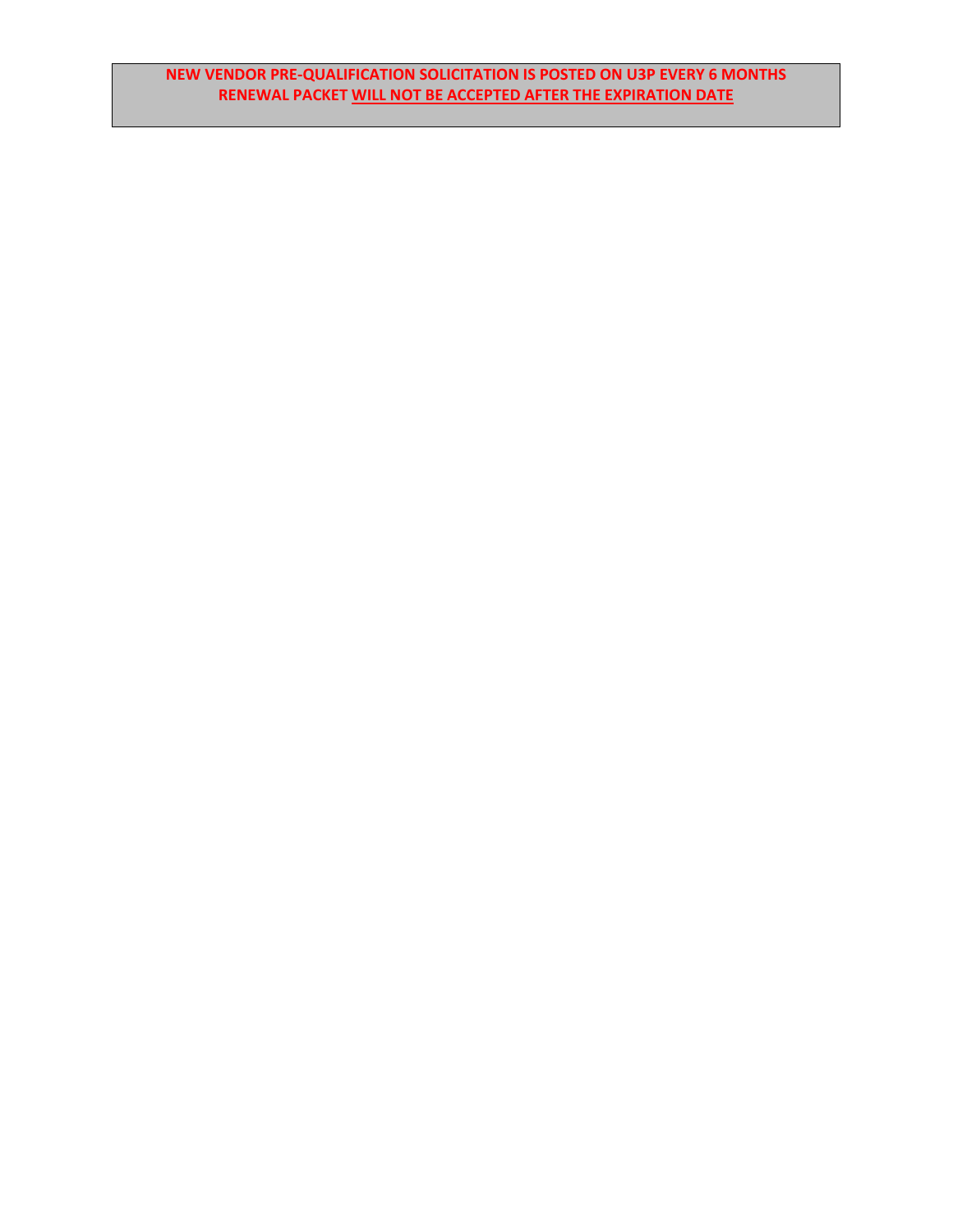**NEW VENDOR PRE-QUALIFICATION SOLICITATION IS POSTED ON U3P EVERY 6 MONTHS**
**RENEWAL PACKET <u>WILL NOT BE ACCEPTED AFTER THE EXPIRATION DATE</u>**